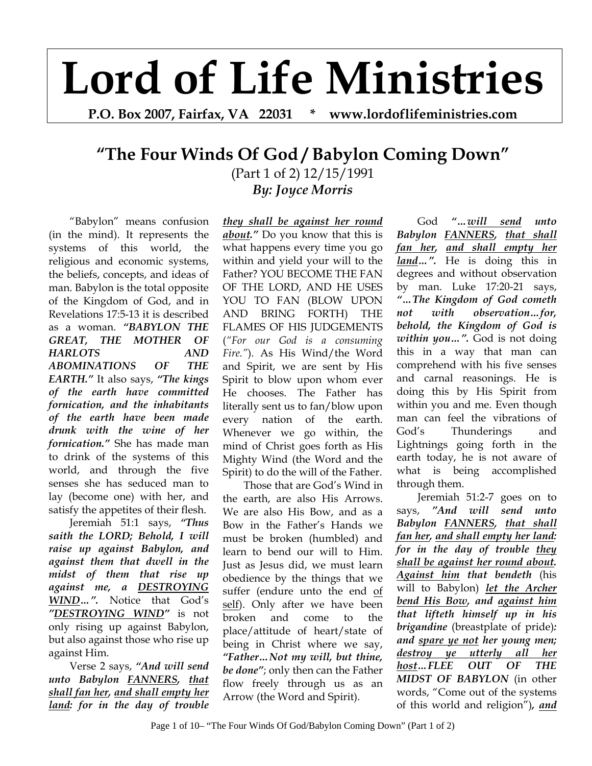# Lord of Life Ministries

**P.O. Box 2007, Fairfax, VA 22031 * www.lordoflifeministries.com**

## "The Four Winds Of God / Babylon Coming Down"

(Part 1 of 2) 12/15/1991

***By: Joyce Morris***

"Babylon" means confusion (in the mind). It represents the systems of this world, the religious and economic systems, the beliefs, concepts, and ideas of man. Babylon is the total opposite of the Kingdom of God, and in Revelations 17:5-13 it is described as a woman. ***"BABYLON THE GREAT, THE MOTHER OF HARLOTS AND ABOMINATIONS OF THE EARTH."*** It also says, ***"The kings of the earth have committed fornication, and the inhabitants of the earth have been made drunk with the wine of her fornication."*** She has made man to drink of the systems of this world, and through the five senses she has seduced man to lay (become one) with her, and satisfy the appetites of their flesh.

Jeremiah 51:1 says, ***"Thus saith the LORD; Behold, I will raise up against Babylon, and against them that dwell in the midst of them that rise up against me, a <u>DESTROYING WIND</u>…".*** Notice that God's ***"<u>DESTROYING WIND</u>"*** is not only rising up against Babylon, but also against those who rise up against Him.

Verse 2 says, ***"And will send unto Babylon <u>FANNERS</u>, <u>that shall fan her</u>, <u>and shall empty her land</u>: for in the day of trouble <u>they shall be against her round about</u>."*** Do you know that this is what happens every time you go within and yield your will to the Father? YOU BECOME THE FAN OF THE LORD, AND HE USES YOU TO FAN (BLOW UPON AND BRING FORTH) THE FLAMES OF HIS JUDGEMENTS (*"For our God is a consuming Fire."*). As His Wind/the Word and Spirit, we are sent by His Spirit to blow upon whom ever He chooses. The Father has literally sent us to fan/blow upon every nation of the earth. Whenever we go within, the mind of Christ goes forth as His Mighty Wind (the Word and the Spirit) to do the will of the Father.

Those that are God's Wind in the earth, are also His Arrows. We are also His Bow, and as a Bow in the Father's Hands we must be broken (humbled) and learn to bend our will to Him. Just as Jesus did, we must learn obedience by the things that we suffer (endure unto the end <u>of self</u>). Only after we have been broken and come to the place/attitude of heart/state of being in Christ where we say, ***"Father…Not my will, but thine, be done"***; only then can the Father flow freely through us as an Arrow (the Word and Spirit).

God ***"…<u>will send</u> unto Babylon <u>FANNERS</u>, <u>that shall fan her</u>, <u>and shall empty her land</u>…".*** He is doing this in degrees and without observation by man. Luke 17:20-21 says, ***"…The Kingdom of God cometh not with observation…for, behold, the Kingdom of God is within you…".*** God is not doing this in a way that man can comprehend with his five senses and carnal reasonings. He is doing this by His Spirit from within you and me. Even though man can feel the vibrations of God's Thunderings and Lightnings going forth in the earth today, he is not aware of what is being accomplished through them.

Jeremiah 51:2-7 goes on to says, ***"And will send unto Babylon <u>FANNERS</u>, <u>that shall fan her</u>, <u>and shall empty her land</u>: for in the day of trouble <u>they shall be against her round about</u>. <u>Against him</u> that bendeth*** (his will to Babylon) ***<u>let the Archer bend His Bow</u>, and <u>against him</u> that lifteth himself up in his brigandine*** (breastplate of pride)***: and <u>spare ye not</u> her young men; <u>destroy ye utterly all her host</u>…FLEE OUT OF THE MIDST OF BABYLON*** (in other words, "Come out of the systems of this world and religion")***, <u>and</u>***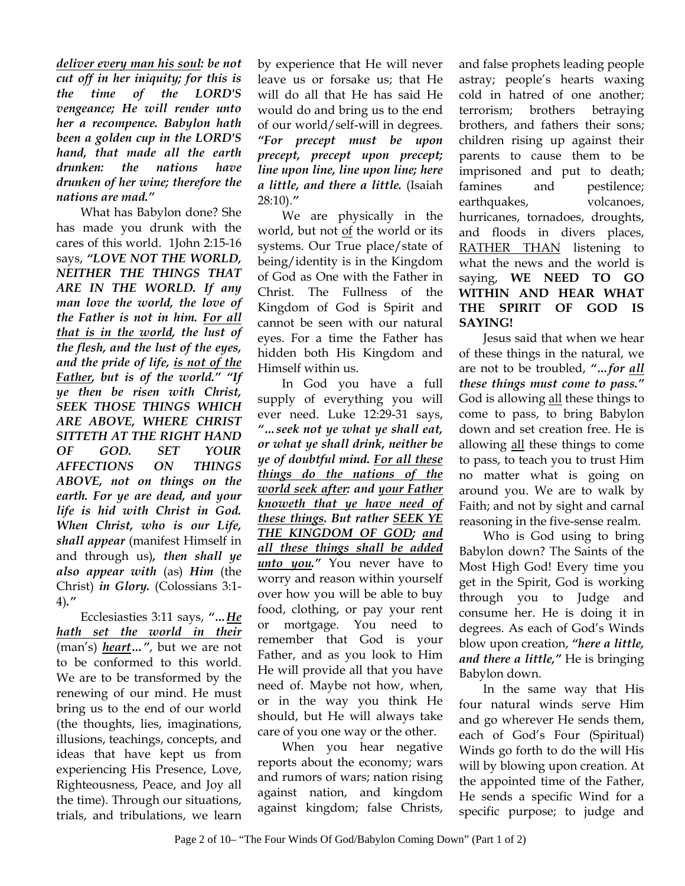***deliver every man his soul: be not cut off in her iniquity; for this is the time of the LORD'S vengeance; He will render unto her a recompence. Babylon hath been a golden cup in the LORD'S hand, that made all the earth drunken: the nations have drunken of her wine; therefore the nations are mad."***

What has Babylon done? She has made you drunk with the cares of this world. 1John 2:15-16 says, ***"LOVE NOT THE WORLD, NEITHER THE THINGS THAT ARE IN THE WORLD. If any man love the world, the love of the Father is not in him. For all that is in the world, the lust of the flesh, and the lust of the eyes, and the pride of life, is not of the Father, but is of the world." "If ye then be risen with Christ, SEEK THOSE THINGS WHICH ARE ABOVE, WHERE CHRIST SITTETH AT THE RIGHT HAND OF GOD. SET YOUR AFFECTIONS ON THINGS ABOVE, not on things on the earth. For ye are dead, and your life is hid with Christ in God. When Christ, who is our Life, shall appear*** (manifest Himself in and through us)***, then shall ye also appear with*** (as) ***Him*** (the Christ) ***in Glory.*** (Colossians 3:1-4)***."***

Ecclesiasties 3:11 says, ***"…He hath set the world in their*** (man's) ***heart…"***, but we are not to be conformed to this world. We are to be transformed by the renewing of our mind. He must bring us to the end of our world (the thoughts, lies, imaginations, illusions, teachings, concepts, and ideas that have kept us from experiencing His Presence, Love, Righteousness, Peace, and Joy all the time). Through our situations, trials, and tribulations, we learn by experience that He will never leave us or forsake us; that He will do all that He has said He would do and bring us to the end of our world/self-will in degrees. ***"For precept must be upon precept, precept upon precept; line upon line, line upon line; here a little, and there a little.*** (Isaiah 28:10)***."***

We are physically in the world, but not of the world or its systems. Our True place/state of being/identity is in the Kingdom of God as One with the Father in Christ. The Fullness of the Kingdom of God is Spirit and cannot be seen with our natural eyes. For a time the Father has hidden both His Kingdom and Himself within us.

In God you have a full supply of everything you will ever need. Luke 12:29-31 says, ***"…seek not ye what ye shall eat, or what ye shall drink, neither be ye of doubtful mind. For all these things do the nations of the world seek after: and your Father knoweth that ye have need of these things. But rather SEEK YE THE KINGDOM OF GOD; and all these things shall be added unto you."*** You never have to worry and reason within yourself over how you will be able to buy food, clothing, or pay your rent or mortgage. You need to remember that God is your Father, and as you look to Him He will provide all that you have need of. Maybe not how, when, or in the way you think He should, but He will always take care of you one way or the other.

When you hear negative reports about the economy; wars and rumors of wars; nation rising against nation, and kingdom against kingdom; false Christs, and false prophets leading people astray; people's hearts waxing cold in hatred of one another; terrorism; brothers betraying brothers, and fathers their sons; children rising up against their parents to cause them to be imprisoned and put to death; famines and pestilence; earthquakes, volcanoes, hurricanes, tornadoes, droughts, and floods in divers places, RATHER THAN listening to what the news and the world is saying, **WE NEED TO GO WITHIN AND HEAR WHAT THE SPIRIT OF GOD IS SAYING!**

Jesus said that when we hear of these things in the natural, we are not to be troubled, ***"…for all these things must come to pass."*** God is allowing all these things to come to pass, to bring Babylon down and set creation free. He is allowing all these things to come to pass, to teach you to trust Him no matter what is going on around you. We are to walk by Faith; and not by sight and carnal reasoning in the five-sense realm.

Who is God using to bring Babylon down? The Saints of the Most High God! Every time you get in the Spirit, God is working through you to Judge and consume her. He is doing it in degrees. As each of God's Winds blow upon creation, ***"here a little, and there a little,"*** He is bringing Babylon down.

In the same way that His four natural winds serve Him and go wherever He sends them, each of God's Four (Spiritual) Winds go forth to do the will His will by blowing upon creation. At the appointed time of the Father, He sends a specific Wind for a specific purpose; to judge and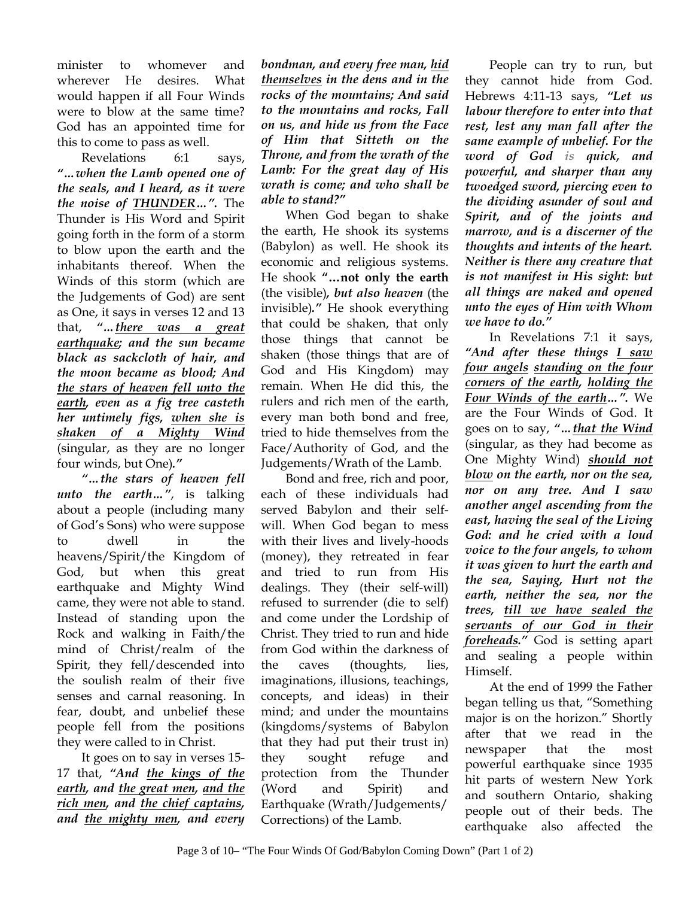minister to whomever and wherever He desires. What would happen if all Four Winds were to blow at the same time? God has an appointed time for this to come to pass as well.

Revelations 6:1 says, ***"...when the Lamb opened one of the seals, and I heard, as it were the noise of <u>THUNDER</u>...".*** The Thunder is His Word and Spirit going forth in the form of a storm to blow upon the earth and the inhabitants thereof. When the Winds of this storm (which are the Judgements of God) are sent as One, it says in verses 12 and 13 that, ***"...<u>there was a great earthquake</u>; and the sun became black as sackcloth of hair, and the moon became as blood; <u>And the stars of heaven fell unto the earth</u>, even as a fig tree casteth her untimely figs, <u>when she is shaken of a Mighty Wind</u>*** (singular, as they are no longer four winds, but One)***."***

***"...the stars of heaven fell unto the earth..."***, is talking about a people (including many of God's Sons) who were suppose to dwell in the heavens/Spirit/the Kingdom of God, but when this great earthquake and Mighty Wind came, they were not able to stand. Instead of standing upon the Rock and walking in Faith/the mind of Christ/realm of the Spirit, they fell/descended into the soulish realm of their five senses and carnal reasoning. In fear, doubt, and unbelief these people fell from the positions they were called to in Christ.

It goes on to say in verses 15-17 that, ***"And <u>the kings of the earth</u>, and <u>the great men</u>, <u>and the rich men</u>, and <u>the chief captains</u>, and <u>the mighty men</u>, and every bondman, and every free man, <u>hid themselves</u> in the dens and in the rocks of the mountains; And said to the mountains and rocks, Fall on us, and hide us from the Face of Him that Sitteth on the Throne, and from the wrath of the Lamb: For the great day of His wrath is come; and who shall be able to stand?"***

When God began to shake the earth, He shook its systems (Babylon) as well. He shook its economic and religious systems. He shook **"...not only the earth** (the visible)**, *but also heaven*** (the invisible)***."*** He shook everything that could be shaken, that only those things that cannot be shaken (those things that are of God and His Kingdom) may remain. When He did this, the rulers and rich men of the earth, every man both bond and free, tried to hide themselves from the Face/Authority of God, and the Judgements/Wrath of the Lamb.

Bond and free, rich and poor, each of these individuals had served Babylon and their self-will. When God began to mess with their lives and lively-hoods (money), they retreated in fear and tried to run from His dealings. They (their self-will) refused to surrender (die to self) and come under the Lordship of Christ. They tried to run and hide from God within the darkness of the caves (thoughts, lies, imaginations, illusions, teachings, concepts, and ideas) in their mind; and under the mountains (kingdoms/systems of Babylon that they had put their trust in) they sought refuge and protection from the Thunder (Word and Spirit) and Earthquake (Wrath/Judgements/Corrections) of the Lamb.

People can try to run, but they cannot hide from God. Hebrews 4:11-13 says, ***"Let us labour therefore to enter into that rest, lest any man fall after the same example of unbelief. For the word of God is quick, and powerful, and sharper than any twoedged sword, piercing even to the dividing asunder of soul and Spirit, and of the joints and marrow, and is a discerner of the thoughts and intents of the heart. Neither is there any creature that is not manifest in His sight: but all things are naked and opened unto the eyes of Him with Whom we have to do."***

In Revelations 7:1 it says, ***"And after these things <u>I saw four angels</u> <u>standing on the four corners of the earth</u>, <u>holding the Four Winds of the earth</u>...".*** We are the Four Winds of God. It goes on to say, ***"...<u>that the Wind</u>*** (singular, as they had become as One Mighty Wind) ***<u>should not blow</u> on the earth, nor on the sea, nor on any tree. And I saw another angel ascending from the east, having the seal of the Living God: and he cried with a loud voice to the four angels, to whom it was given to hurt the earth and the sea, Saying, Hurt not the earth, neither the sea, nor the trees, <u>till we have sealed the servants of our God in their foreheads</u>."*** God is setting apart and sealing a people within Himself.

At the end of 1999 the Father began telling us that, "Something major is on the horizon." Shortly after that we read in the newspaper that the most powerful earthquake since 1935 hit parts of western New York and southern Ontario, shaking people out of their beds. The earthquake also affected the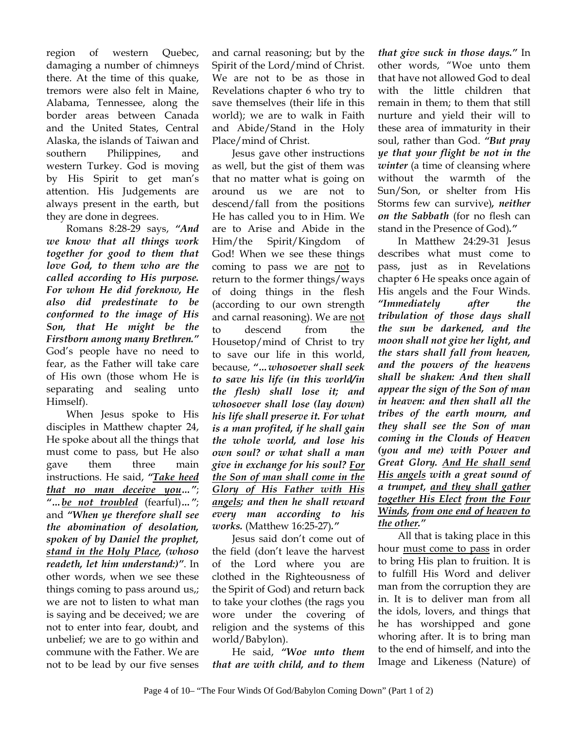region of western Quebec, damaging a number of chimneys there. At the time of this quake, tremors were also felt in Maine, Alabama, Tennessee, along the border areas between Canada and the United States, Central Alaska, the islands of Taiwan and southern Philippines, and western Turkey. God is moving by His Spirit to get man's attention. His Judgements are always present in the earth, but they are done in degrees.

Romans 8:28-29 says, ***"And we know that all things work together for good to them that love God, to them who are the called according to His purpose. For whom He did foreknow, He also did predestinate to be conformed to the image of His Son, that He might be the Firstborn among many Brethren."*** God's people have no need to fear, as the Father will take care of His own (those whom He is separating and sealing unto Himself).

When Jesus spoke to His disciples in Matthew chapter 24, He spoke about all the things that must come to pass, but He also gave them three main instructions. He said, ***"<u>Take heed that no man deceive you</u>…"***; ***"…<u>be not troubled</u>*** (fearful)***…"***; and ***"When ye therefore shall see the abomination of desolation, spoken of by Daniel the prophet, <u>stand in the Holy Place</u>, (whoso readeth, let him understand:)"***. In other words, when we see these things coming to pass around us,; we are not to listen to what man is saying and be deceived; we are not to enter into fear, doubt, and unbelief; we are to go within and commune with the Father. We are not to be lead by our five senses and carnal reasoning; but by the Spirit of the Lord/mind of Christ. We are not to be as those in Revelations chapter 6 who try to save themselves (their life in this world); we are to walk in Faith and Abide/Stand in the Holy Place/mind of Christ.

Jesus gave other instructions as well, but the gist of them was that no matter what is going on around us we are not to descend/fall from the positions He has called you to in Him. We are to Arise and Abide in the Him/the Spirit/Kingdom of God! When we see these things coming to pass we are <u>not</u> to return to the former things/ways of doing things in the flesh (according to our own strength and carnal reasoning). We are <u>not</u> to descend from the Housetop/mind of Christ to try to save our life in this world, because, ***"…whosoever shall seek to save his life (in this world/in the flesh) shall lose it; and whosoever shall lose (lay down) his life shall preserve it. For what is a man profited, if he shall gain the whole world, and lose his own soul? or what shall a man give in exchange for his soul? <u>For the Son of man shall come in the Glory of His Father with His angels</u>; and then he shall reward every man according to his works.*** (Matthew 16:25-27)***."***

Jesus said don't come out of the field (don't leave the harvest of the Lord where you are clothed in the Righteousness of the Spirit of God) and return back to take your clothes (the rags you wore under the covering of religion and the systems of this world/Babylon).

He said, ***"Woe unto them that are with child, and to them that give suck in those days."*** In other words, "Woe unto them that have not allowed God to deal with the little children that remain in them; to them that still nurture and yield their will to these area of immaturity in their soul, rather than God. ***"But pray ye that your flight be not in the winter*** (a time of cleansing where without the warmth of the Sun/Son, or shelter from His Storms few can survive)***, neither on the Sabbath*** (for no flesh can stand in the Presence of God)***."***

In Matthew 24:29-31 Jesus describes what must come to pass, just as in Revelations chapter 6 He speaks once again of His angels and the Four Winds. ***"Immediately after the tribulation of those days shall the sun be darkened, and the moon shall not give her light, and the stars shall fall from heaven, and the powers of the heavens shall be shaken: And then shall appear the sign of the Son of man in heaven: and then shall all the tribes of the earth mourn, and they shall see the Son of man coming in the Clouds of Heaven (you and me) with Power and Great Glory. <u>And He shall send His angels</u> with a great sound of a trumpet, <u>and they shall gather together His Elect</u> <u>from the Four Winds</u>, <u>from one end of heaven to the other</u>."***

All that is taking place in this hour <u>must come to pass</u> in order to bring His plan to fruition. It is to fulfill His Word and deliver man from the corruption they are in. It is to deliver man from all the idols, lovers, and things that he has worshipped and gone whoring after. It is to bring man to the end of himself, and into the Image and Likeness (Nature) of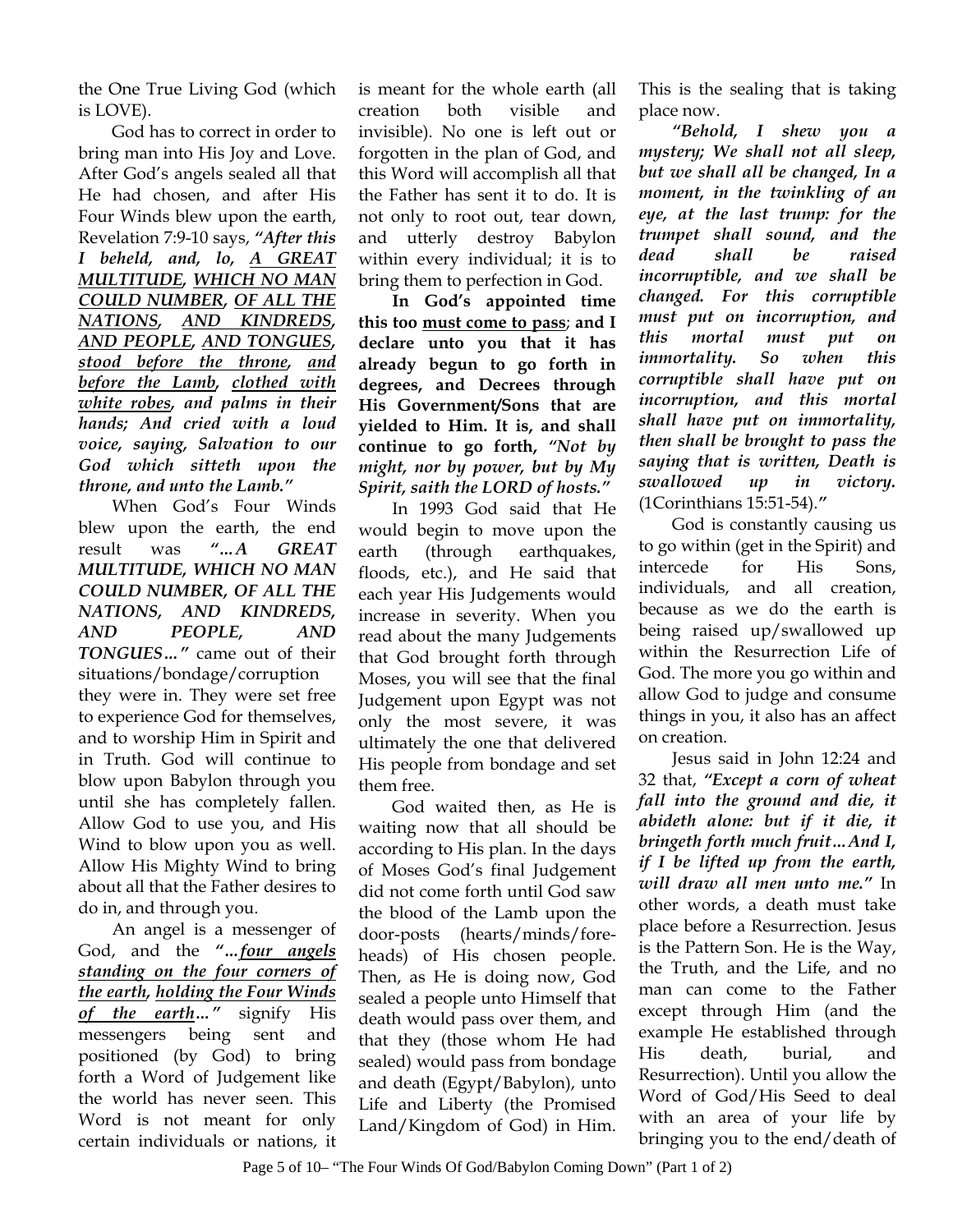the One True Living God (which is LOVE).

God has to correct in order to bring man into His Joy and Love. After God's angels sealed all that He had chosen, and after His Four Winds blew upon the earth, Revelation 7:9-10 says, ***"After this I beheld, and, lo, <u>A GREAT MULTITUDE</u>, <u>WHICH NO MAN COULD NUMBER</u>, <u>OF ALL THE NATIONS</u>, <u>AND KINDREDS</u>, <u>AND PEOPLE</u>, <u>AND TONGUES</u>, <u>stood before the throne</u>, <u>and before the Lamb</u>, <u>clothed with white robes</u>, and palms in their hands; And cried with a loud voice, saying, Salvation to our God which sitteth upon the throne, and unto the Lamb."***

When God's Four Winds blew upon the earth, the end result was ***"…A GREAT MULTITUDE, WHICH NO MAN COULD NUMBER, OF ALL THE NATIONS, AND KINDREDS, AND PEOPLE, AND TONGUES…"*** came out of their situations/bondage/corruption they were in. They were set free to experience God for themselves, and to worship Him in Spirit and in Truth. God will continue to blow upon Babylon through you until she has completely fallen. Allow God to use you, and His Wind to blow upon you as well. Allow His Mighty Wind to bring about all that the Father desires to do in, and through you.

An angel is a messenger of God, and the ***"…<u>four angels standing on the four corners of the earth</u>, <u>holding the Four Winds of the earth</u>…"*** signify His messengers being sent and positioned (by God) to bring forth a Word of Judgement like the world has never seen. This Word is not meant for only certain individuals or nations, it is meant for the whole earth (all creation both visible and invisible). No one is left out or forgotten in the plan of God, and this Word will accomplish all that the Father has sent it to do. It is not only to root out, tear down, and utterly destroy Babylon within every individual; it is to bring them to perfection in God.

**In God's appointed time this too <u>must come to pass</u>; and I declare unto you that it has already begun to go forth in degrees, and Decrees through His Government/Sons that are yielded to Him. It is, and shall continue to go forth, *"Not by might, nor by power, but by My Spirit, saith the LORD of hosts."***

In 1993 God said that He would begin to move upon the earth (through earthquakes, floods, etc.), and He said that each year His Judgements would increase in severity. When you read about the many Judgements that God brought forth through Moses, you will see that the final Judgement upon Egypt was not only the most severe, it was ultimately the one that delivered His people from bondage and set them free.

God waited then, as He is waiting now that all should be according to His plan. In the days of Moses God's final Judgement did not come forth until God saw the blood of the Lamb upon the door-posts (hearts/minds/foreheads) of His chosen people. Then, as He is doing now, God sealed a people unto Himself that death would pass over them, and that they (those whom He had sealed) would pass from bondage and death (Egypt/Babylon), unto Life and Liberty (the Promised Land/Kingdom of God) in Him. This is the sealing that is taking place now.

***"Behold, I shew you a mystery; We shall not all sleep, but we shall all be changed, In a moment, in the twinkling of an eye, at the last trump: for the trumpet shall sound, and the dead shall be raised incorruptible, and we shall be changed. For this corruptible must put on incorruption, and this mortal must put on immortality. So when this corruptible shall have put on incorruption, and this mortal shall have put on immortality, then shall be brought to pass the saying that is written, Death is swallowed up in victory.*** (1Corinthians 15:51-54).***"***

God is constantly causing us to go within (get in the Spirit) and intercede for His Sons, individuals, and all creation, because as we do the earth is being raised up/swallowed up within the Resurrection Life of God. The more you go within and allow God to judge and consume things in you, it also has an affect on creation.

Jesus said in John 12:24 and 32 that, ***"Except a corn of wheat fall into the ground and die, it abideth alone: but if it die, it bringeth forth much fruit…And I, if I be lifted up from the earth, will draw all men unto me."*** In other words, a death must take place before a Resurrection. Jesus is the Pattern Son. He is the Way, the Truth, and the Life, and no man can come to the Father except through Him (and the example He established through His death, burial, and Resurrection). Until you allow the Word of God/His Seed to deal with an area of your life by bringing you to the end/death of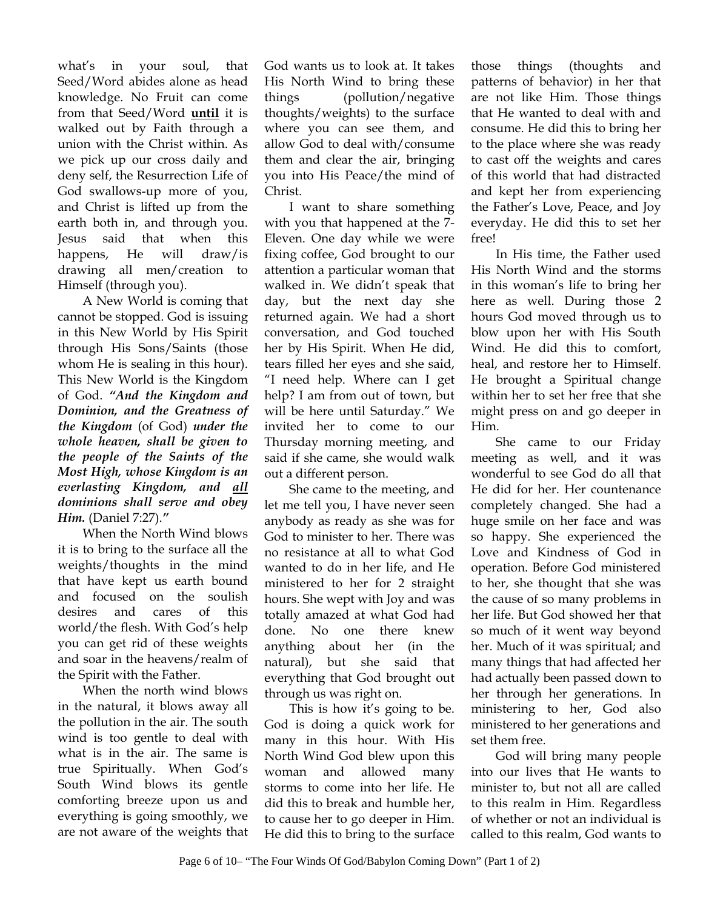what's in your soul, that Seed/Word abides alone as head knowledge. No Fruit can come from that Seed/Word **until** it is walked out by Faith through a union with the Christ within. As we pick up our cross daily and deny self, the Resurrection Life of God swallows-up more of you, and Christ is lifted up from the earth both in, and through you. Jesus said that when this happens, He will draw/is drawing all men/creation to Himself (through you).

A New World is coming that cannot be stopped. God is issuing in this New World by His Spirit through His Sons/Saints (those whom He is sealing in this hour). This New World is the Kingdom of God. ***"And the Kingdom and Dominion, and the Greatness of the Kingdom*** (of God) ***under the whole heaven, shall be given to the people of the Saints of the Most High, whose Kingdom is an everlasting Kingdom, and all dominions shall serve and obey Him.*** (Daniel 7:27).**"**

When the North Wind blows it is to bring to the surface all the weights/thoughts in the mind that have kept us earth bound and focused on the soulish desires and cares of this world/the flesh. With God's help you can get rid of these weights and soar in the heavens/realm of the Spirit with the Father.

When the north wind blows in the natural, it blows away all the pollution in the air. The south wind is too gentle to deal with what is in the air. The same is true Spiritually. When God's South Wind blows its gentle comforting breeze upon us and everything is going smoothly, we are not aware of the weights that God wants us to look at. It takes His North Wind to bring these things (pollution/negative thoughts/weights) to the surface where you can see them, and allow God to deal with/consume them and clear the air, bringing you into His Peace/the mind of Christ.

I want to share something with you that happened at the 7-Eleven. One day while we were fixing coffee, God brought to our attention a particular woman that walked in. We didn't speak that day, but the next day she returned again. We had a short conversation, and God touched her by His Spirit. When He did, tears filled her eyes and she said, "I need help. Where can I get help? I am from out of town, but will be here until Saturday." We invited her to come to our Thursday morning meeting, and said if she came, she would walk out a different person.

She came to the meeting, and let me tell you, I have never seen anybody as ready as she was for God to minister to her. There was no resistance at all to what God wanted to do in her life, and He ministered to her for 2 straight hours. She wept with Joy and was totally amazed at what God had done. No one there knew anything about her (in the natural), but she said that everything that God brought out through us was right on.

This is how it's going to be. God is doing a quick work for many in this hour. With His North Wind God blew upon this woman and allowed many storms to come into her life. He did this to break and humble her, to cause her to go deeper in Him. He did this to bring to the surface those things (thoughts and patterns of behavior) in her that are not like Him. Those things that He wanted to deal with and consume. He did this to bring her to the place where she was ready to cast off the weights and cares of this world that had distracted and kept her from experiencing the Father's Love, Peace, and Joy everyday. He did this to set her free!

In His time, the Father used His North Wind and the storms in this woman's life to bring her here as well. During those 2 hours God moved through us to blow upon her with His South Wind. He did this to comfort, heal, and restore her to Himself. He brought a Spiritual change within her to set her free that she might press on and go deeper in Him.

She came to our Friday meeting as well, and it was wonderful to see God do all that He did for her. Her countenance completely changed. She had a huge smile on her face and was so happy. She experienced the Love and Kindness of God in operation. Before God ministered to her, she thought that she was the cause of so many problems in her life. But God showed her that so much of it went way beyond her. Much of it was spiritual; and many things that had affected her had actually been passed down to her through her generations. In ministering to her, God also ministered to her generations and set them free.

God will bring many people into our lives that He wants to minister to, but not all are called to this realm in Him. Regardless of whether or not an individual is called to this realm, God wants to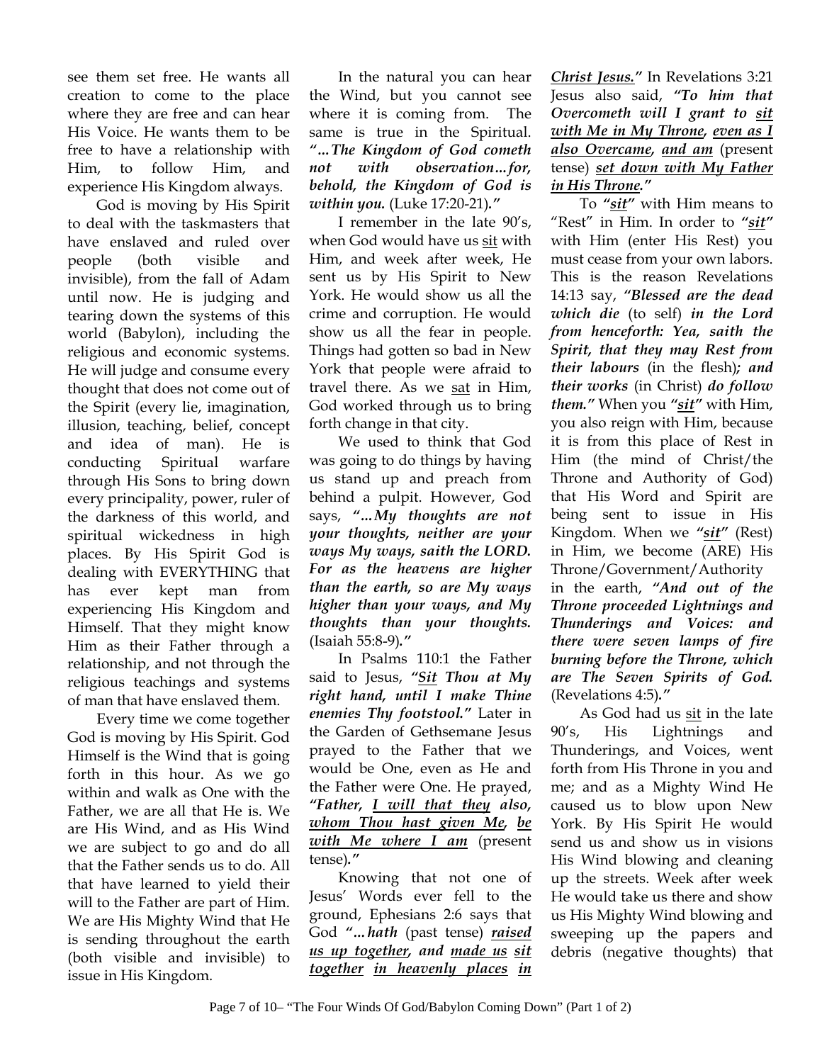see them set free. He wants all creation to come to the place where they are free and can hear His Voice. He wants them to be free to have a relationship with Him, to follow Him, and experience His Kingdom always.

God is moving by His Spirit to deal with the taskmasters that have enslaved and ruled over people (both visible and invisible), from the fall of Adam until now. He is judging and tearing down the systems of this world (Babylon), including the religious and economic systems. He will judge and consume every thought that does not come out of the Spirit (every lie, imagination, illusion, teaching, belief, concept and idea of man). He is conducting Spiritual warfare through His Sons to bring down every principality, power, ruler of the darkness of this world, and spiritual wickedness in high places. By His Spirit God is dealing with EVERYTHING that has ever kept man from experiencing His Kingdom and Himself. That they might know Him as their Father through a relationship, and not through the religious teachings and systems of man that have enslaved them.

Every time we come together God is moving by His Spirit. God Himself is the Wind that is going forth in this hour. As we go within and walk as One with the Father, we are all that He is. We are His Wind, and as His Wind we are subject to go and do all that the Father sends us to do. All that have learned to yield their will to the Father are part of Him. We are His Mighty Wind that He is sending throughout the earth (both visible and invisible) to issue in His Kingdom.

In the natural you can hear the Wind, but you cannot see where it is coming from. The same is true in the Spiritual. ***"…The Kingdom of God cometh not with observation…for, behold, the Kingdom of God is within you.*** (Luke 17:20-21)***."***

I remember in the late 90's, when God would have us <u>sit</u> with Him, and week after week, He sent us by His Spirit to New York. He would show us all the crime and corruption. He would show us all the fear in people. Things had gotten so bad in New York that people were afraid to travel there. As we <u>sat</u> in Him, God worked through us to bring forth change in that city.

We used to think that God was going to do things by having us stand up and preach from behind a pulpit. However, God says, ***"…My thoughts are not your thoughts, neither are your ways My ways, saith the LORD. For as the heavens are higher than the earth, so are My ways higher than your ways, and My thoughts than your thoughts.*** (Isaiah 55:8-9)***."***

In Psalms 110:1 the Father said to Jesus, ***"<u>Sit</u> Thou at My right hand, until I make Thine enemies Thy footstool."*** Later in the Garden of Gethsemane Jesus prayed to the Father that we would be One, even as He and the Father were One. He prayed, ***"Father, <u>I will that they</u> also, <u>whom Thou hast given Me</u>, <u>be with Me where I am</u>*** (present tense)***."***

Knowing that not one of Jesus' Words ever fell to the ground, Ephesians 2:6 says that God ***"…hath*** (past tense) ***<u>raised us up together</u>, and <u>made us sit together</u> <u>in heavenly places</u> <u>in Christ Jesus</u>."*** In Revelations 3:21 Jesus also said, ***"To him that Overcometh will I grant to <u>sit with Me in My Throne</u>, <u>even as I also Overcame</u>, <u>and am</u>*** (present tense) ***<u>set down with My Father in His Throne</u>."***

To ***"<u>sit</u>"*** with Him means to "Rest" in Him. In order to ***"<u>sit</u>"*** with Him (enter His Rest) you must cease from your own labors. This is the reason Revelations 14:13 say, ***"Blessed are the dead which die*** (to self) ***in the Lord from henceforth: Yea, saith the Spirit, that they may Rest from their labours*** (in the flesh)***; and their works*** (in Christ) ***do follow them."*** When you ***"<u>sit</u>"*** with Him, you also reign with Him, because it is from this place of Rest in Him (the mind of Christ/the Throne and Authority of God) that His Word and Spirit are being sent to issue in His Kingdom. When we ***"<u>sit</u>"*** (Rest) in Him, we become (ARE) His Throne/Government/Authority in the earth, ***"And out of the Throne proceeded Lightnings and Thunderings and Voices: and there were seven lamps of fire burning before the Throne, which are The Seven Spirits of God.*** (Revelations 4:5)***."***

As God had us <u>sit</u> in the late 90's, His Lightnings and Thunderings, and Voices, went forth from His Throne in you and me; and as a Mighty Wind He caused us to blow upon New York. By His Spirit He would send us and show us in visions His Wind blowing and cleaning up the streets. Week after week He would take us there and show us His Mighty Wind blowing and sweeping up the papers and debris (negative thoughts) that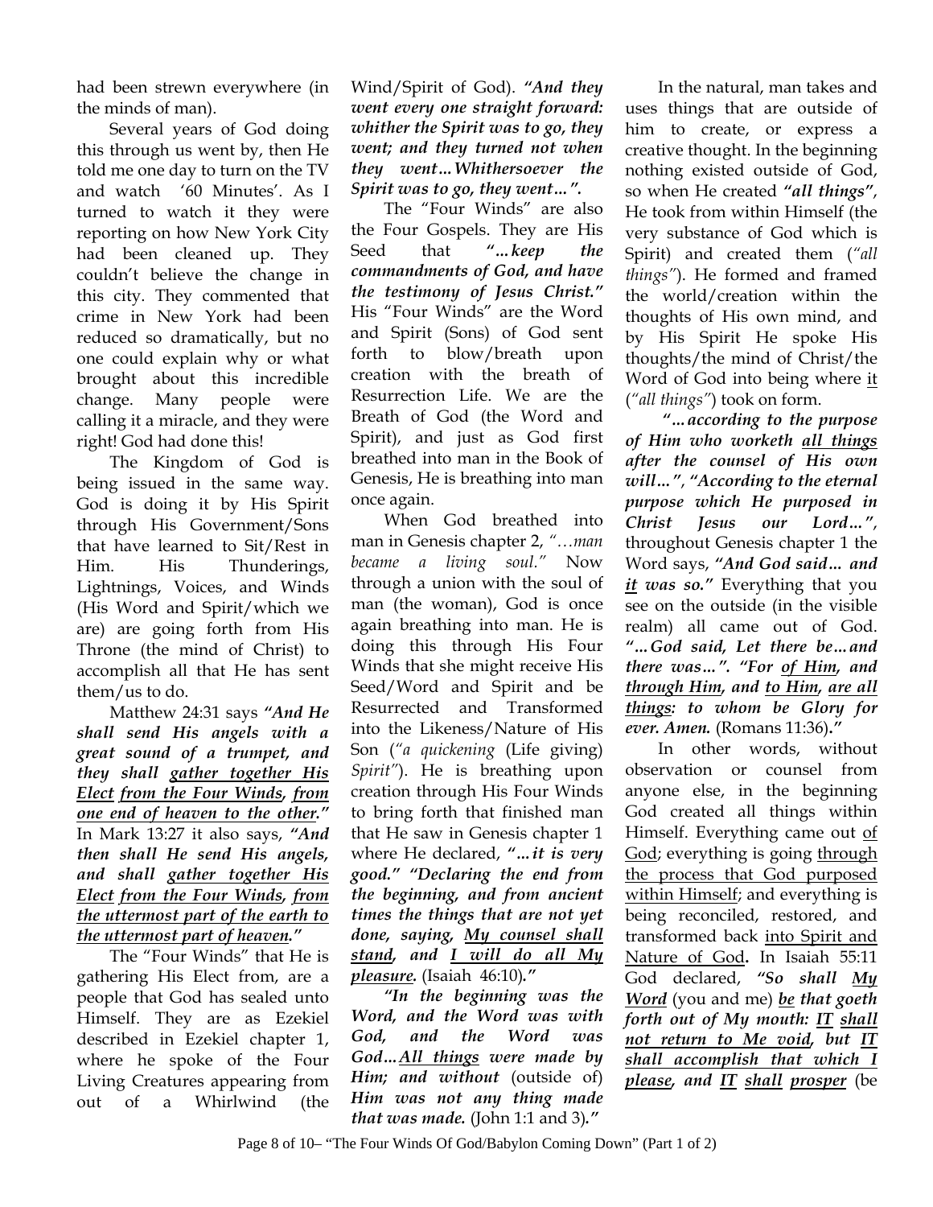had been strewn everywhere (in the minds of man).

Several years of God doing this through us went by, then He told me one day to turn on the TV and watch '60 Minutes'. As I turned to watch it they were reporting on how New York City had been cleaned up. They couldn't believe the change in this city. They commented that crime in New York had been reduced so dramatically, but no one could explain why or what brought about this incredible change. Many people were calling it a miracle, and they were right! God had done this!

The Kingdom of God is being issued in the same way. God is doing it by His Spirit through His Government/Sons that have learned to Sit/Rest in Him. His Thunderings, Lightnings, Voices, and Winds (His Word and Spirit/which we are) are going forth from His Throne (the mind of Christ) to accomplish all that He has sent them/us to do.

Matthew 24:31 says ***"And He shall send His angels with a great sound of a trumpet, and they shall <u>gather together His Elect</u> <u>from the Four Winds</u>, <u>from one end of heaven to the other</u>."*** In Mark 13:27 it also says, ***"And then shall He send His angels, and shall <u>gather together His Elect</u> <u>from the Four Winds</u>, <u>from the uttermost part of the earth to the uttermost part of heaven</u>."***

The "Four Winds" that He is gathering His Elect from, are a people that God has sealed unto Himself. They are as Ezekiel described in Ezekiel chapter 1, where he spoke of the Four Living Creatures appearing from out of a Whirlwind (the Wind/Spirit of God). ***"And they went every one straight forward: whither the Spirit was to go, they went; and they turned not when they went…Whithersoever the Spirit was to go, they went…".***

The "Four Winds" are also the Four Gospels. They are His Seed that ***"…keep the commandments of God, and have the testimony of Jesus Christ."*** His "Four Winds" are the Word and Spirit (Sons) of God sent forth to blow/breath upon creation with the breath of Resurrection Life. We are the Breath of God (the Word and Spirit), and just as God first breathed into man in the Book of Genesis, He is breathing into man once again.

When God breathed into man in Genesis chapter 2, *"…man became a living soul."* Now through a union with the soul of man (the woman), God is once again breathing into man. He is doing this through His Four Winds that she might receive His Seed/Word and Spirit and be Resurrected and Transformed into the Likeness/Nature of His Son (*"a quickening* (Life giving) *Spirit"*). He is breathing upon creation through His Four Winds to bring forth that finished man that He saw in Genesis chapter 1 where He declared, ***"…it is very good." "Declaring the end from the beginning, and from ancient times the things that are not yet done, saying, <u>My counsel shall stand</u>, and <u>I will do all My pleasure</u>.*** (Isaiah 46:10)***."***

***"In the beginning was the Word, and the Word was with God, and the Word was God…<u>All things</u> were made by Him; and without*** (outside of) ***Him was not any thing made that was made.*** (John 1:1 and 3)***."***

In the natural, man takes and uses things that are outside of him to create, or express a creative thought. In the beginning nothing existed outside of God, so when He created ***"all things"***, He took from within Himself (the very substance of God which is Spirit) and created them (*"all things"*). He formed and framed the world/creation within the thoughts of His own mind, and by His Spirit He spoke His thoughts/the mind of Christ/the Word of God into being where <u>it</u> (*"all things"*) took on form.

***"…according to the purpose of Him who worketh <u>all things</u> after the counsel of His own will…", "According to the eternal purpose which He purposed in Christ Jesus our Lord…"***, throughout Genesis chapter 1 the Word says, ***"And God said… and <u>it</u> was so."*** Everything that you see on the outside (in the visible realm) all came out of God. ***"…God said, Let there be…and there was…". "For <u>of Him</u>, and <u>through Him</u>, and <u>to Him</u>, <u>are all things</u>: to whom be Glory for ever. Amen.*** (Romans 11:36)***."***

In other words, without observation or counsel from anyone else, in the beginning God created all things within Himself. Everything came out <u>of God</u>; everything is going <u>through the process that God purposed within Himself</u>; and everything is being reconciled, restored, and transformed back <u>into Spirit and Nature of God</u>**.** In Isaiah 55:11 God declared, ***"So shall <u>My Word</u>*** (you and me) ***<u>be</u> that goeth forth out of My mouth: <u>IT</u> <u>shall not return to Me void</u>, but <u>IT shall accomplish that which I please</u>, and <u>IT</u> <u>shall</u> <u>prosper</u>*** (be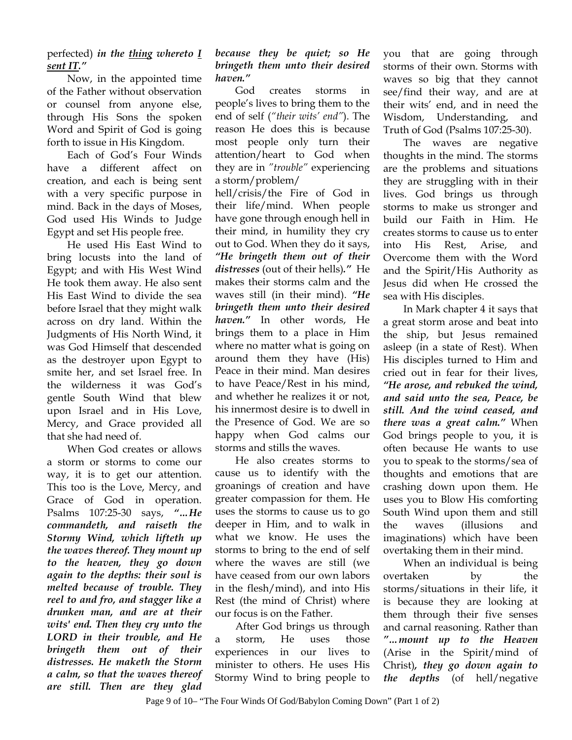perfected) ***in the <u>thing</u> whereto <u>I</u> <u>sent IT</u>."***

Now, in the appointed time of the Father without observation or counsel from anyone else, through His Sons the spoken Word and Spirit of God is going forth to issue in His Kingdom.

Each of God's Four Winds have a different affect on creation, and each is being sent with a very specific purpose in mind. Back in the days of Moses, God used His Winds to Judge Egypt and set His people free.

He used His East Wind to bring locusts into the land of Egypt; and with His West Wind He took them away. He also sent His East Wind to divide the sea before Israel that they might walk across on dry land. Within the Judgments of His North Wind, it was God Himself that descended as the destroyer upon Egypt to smite her, and set Israel free. In the wilderness it was God's gentle South Wind that blew upon Israel and in His Love, Mercy, and Grace provided all that she had need of.

When God creates or allows a storm or storms to come our way, it is to get our attention. This too is the Love, Mercy, and Grace of God in operation. Psalms 107:25-30 says, ***"…He commandeth, and raiseth the Stormy Wind, which lifteth up the waves thereof. They mount up to the heaven, they go down again to the depths: their soul is melted because of trouble. They reel to and fro, and stagger like a drunken man, and are at their wits' end. Then they cry unto the LORD in their trouble, and He bringeth them out of their distresses. He maketh the Storm a calm, so that the waves thereof are still. Then are they glad because they be quiet; so He bringeth them unto their desired haven."***

God creates storms in people's lives to bring them to the end of self (*"their wits' end"*). The reason He does this is because most people only turn their attention/heart to God when they are in *"trouble"* experiencing a storm/problem/hell/crisis/the Fire of God in their life/mind. When people have gone through enough hell in their mind, in humility they cry out to God. When they do it says, ***"He bringeth them out of their distresses*** (out of their hells)***."*** He makes their storms calm and the waves still (in their mind). ***"He bringeth them unto their desired haven."*** In other words, He brings them to a place in Him where no matter what is going on around them they have (His) Peace in their mind. Man desires to have Peace/Rest in his mind, and whether he realizes it or not, his innermost desire is to dwell in the Presence of God. We are so happy when God calms our storms and stills the waves.

He also creates storms to cause us to identify with the groanings of creation and have greater compassion for them. He uses the storms to cause us to go deeper in Him, and to walk in what we know. He uses the storms to bring to the end of self where the waves are still (we have ceased from our own labors in the flesh/mind), and into His Rest (the mind of Christ) where our focus is on the Father.

After God brings us through a storm, He uses those experiences in our lives to minister to others. He uses His Stormy Wind to bring people to you that are going through storms of their own. Storms with waves so big that they cannot see/find their way, and are at their wits' end, and in need the Wisdom, Understanding, and Truth of God (Psalms 107:25-30).

The waves are negative thoughts in the mind. The storms are the problems and situations they are struggling with in their lives. God brings us through storms to make us stronger and build our Faith in Him. He creates storms to cause us to enter into His Rest, Arise, and Overcome them with the Word and the Spirit/His Authority as Jesus did when He crossed the sea with His disciples.

In Mark chapter 4 it says that a great storm arose and beat into the ship, but Jesus remained asleep (in a state of Rest). When His disciples turned to Him and cried out in fear for their lives, ***"He arose, and rebuked the wind, and said unto the sea, Peace, be still. And the wind ceased, and there was a great calm."*** When God brings people to you, it is often because He wants to use you to speak to the storms/sea of thoughts and emotions that are crashing down upon them. He uses you to Blow His comforting South Wind upon them and still the waves (illusions and imaginations) which have been overtaking them in their mind.

When an individual is being overtaken by the storms/situations in their life, it is because they are looking at them through their five senses and carnal reasoning. Rather than ***"…mount up to the Heaven*** (Arise in the Spirit/mind of Christ)***, they go down again to the depths*** (of hell/negative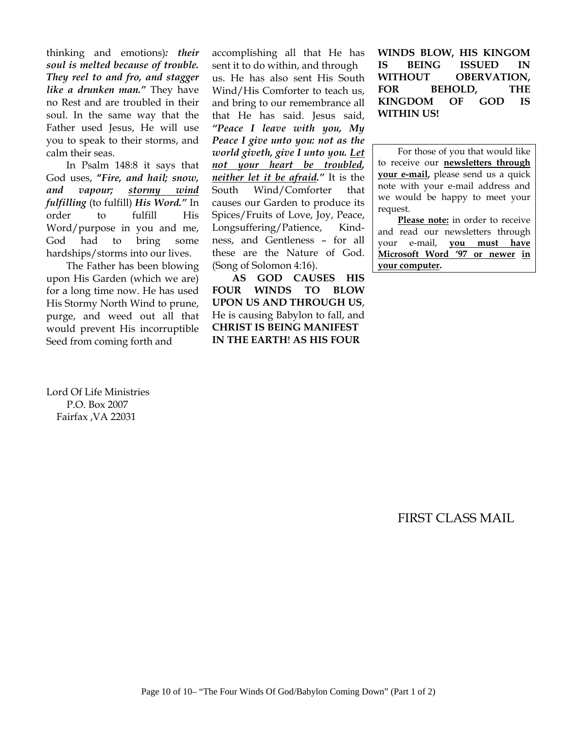thinking and emotions)*: their soul is melted because of trouble. They reel to and fro, and stagger like a drunken man."* They have no Rest and are troubled in their soul. In the same way that the Father used Jesus, He will use you to speak to their storms, and calm their seas.

In Psalm 148:8 it says that God uses, ***"Fire, and hail; snow, and vapour; <u>stormy wind</u> fulfilling*** (to fulfill) ***His Word."*** In order to fulfill His Word/purpose in you and me, God had to bring some hardships/storms into our lives.

The Father has been blowing upon His Garden (which we are) for a long time now. He has used His Stormy North Wind to prune, purge, and weed out all that would prevent His incorruptible Seed from coming forth and accomplishing all that He has sent it to do within, and through us. He has also sent His South Wind/His Comforter to teach us, and bring to our remembrance all that He has said. Jesus said, ***"Peace I leave with you, My Peace I give unto you: not as the world giveth, give I unto you. <u>Let not your heart be troubled, neither let it be afraid</u>."*** It is the South Wind/Comforter that causes our Garden to produce its Spices/Fruits of Love, Joy, Peace, Longsuffering/Patience, Kindness, and Gentleness – for all these are the Nature of God. (Song of Solomon 4:16).

**AS GOD CAUSES HIS FOUR WINDS TO BLOW UPON US AND THROUGH US**, He is causing Babylon to fall, and **CHRIST IS BEING MANIFEST IN THE EARTH**! **AS HIS FOUR WINDS BLOW, HIS KINGOM IS BEING ISSUED IN WITHOUT OBERVATION, FOR BEHOLD, THE KINGDOM OF GOD IS WITHIN US!**

For those of you that would like to receive our **<u>newsletters through your e-mail</u>,** please send us a quick note with your e-mail address and we would be happy to meet your request.

**<u>Please note:</u>** in order to receive and read our newsletters through your e-mail, **<u>you must have Microsoft Word '97 or newer</u> <u>in your computer</u>.**

Lord Of Life Ministries
P.O. Box 2007
Fairfax ,VA 22031

FIRST CLASS MAIL